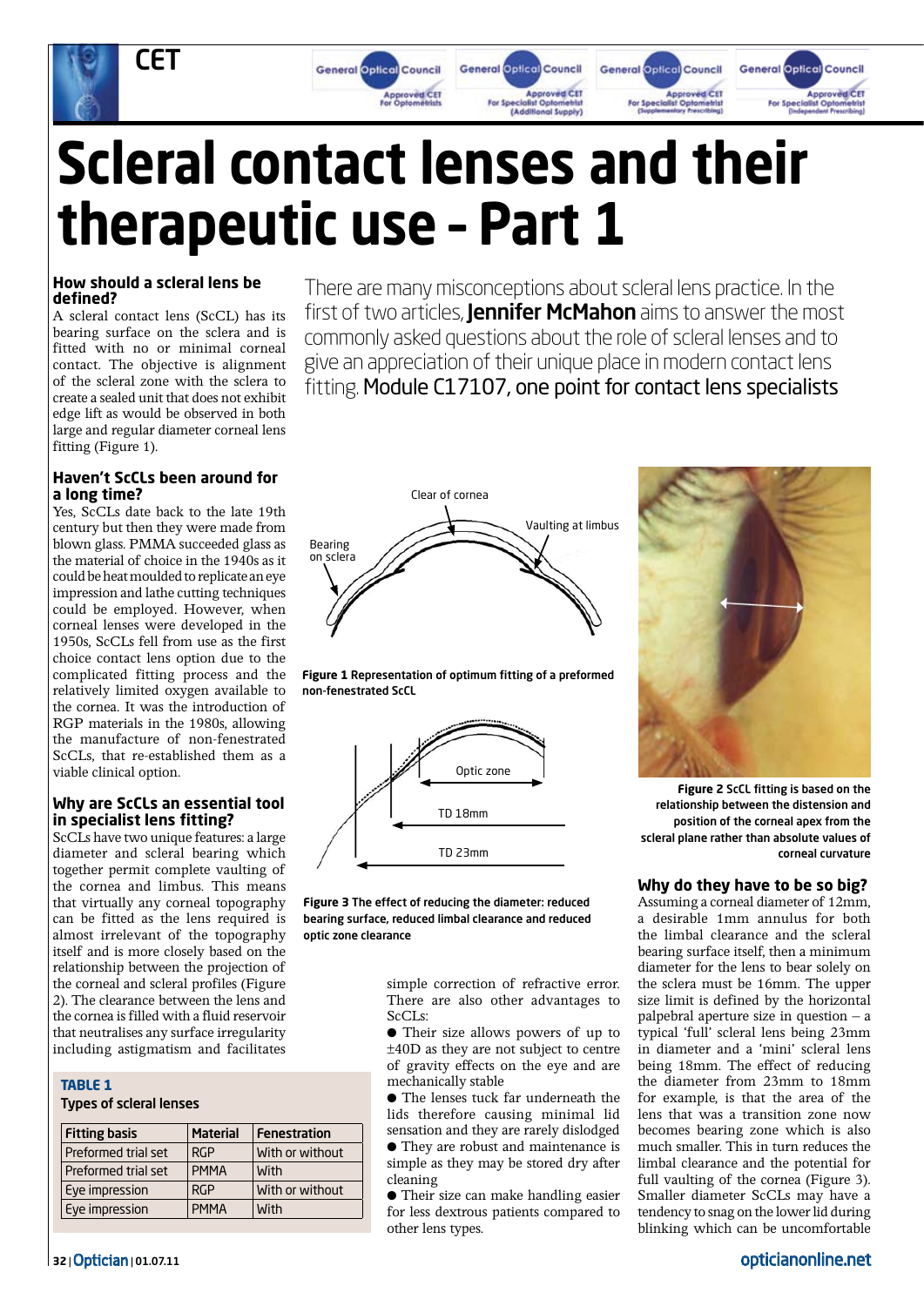# Scleral contact lenses and their therapeutic use – Part 1

There are many misconceptions about scleral lens practice. In the first of two articles, **Jennifer McMahon** aims to answer the most commonly asked questions about the role of scleral lenses and to give an appreciation of their unique place in modern contact lens fitting. Module C17107, one point for contact lens specialists

### How should a scleral lens be defined?

A scleral contact lens (ScCL) has its bearing surface on the sclera and is fitted with no or minimal corneal contact. The objective is alignment of the scleral zone with the sclera to create a sealed unit that does not exhibit edge lift as would be observed in both large and regular diameter corneal lens fitting (Figure 1).

### Haven't ScCLs been around for a long time?

Yes, ScCLs date back to the late 19th century but then they were made from blown glass. PMMA succeeded glass as the material of choice in the 1940s as it could be heat moulded to replicate an eye impression and lathe cutting techniques could be employed. However, when corneal lenses were developed in the 1950s, ScCLs fell from use as the first choice contact lens option due to the complicated fitting process and the relatively limited oxygen available to the cornea. It was the introduction of RGP materials in the 1980s, allowing the manufacture of non-fenestrated ScCLs, that re-established them as a viable clinical option.

### Why are ScCLs an essential tool in specialist lens fitting?

ScCLs have two unique features: a large diameter and scleral bearing which together permit complete vaulting of the cornea and limbus. This means that virtually any corneal topography can be fitted as the lens required is almost irrelevant of the topography itself and is more closely based on the relationship between the projection of the corneal and scleral profiles (Figure 2). The clearance between the lens and the cornea is filled with a fluid reservoir that neutralises any surface irregularity including astigmatism and facilitates simple correction of refractive error. There are also other advantages to ScCLs:

- Their size allows powers of up to ±40D as they are not subject to centre of gravity effects on the eye and are mechanically stable
- The lenses tuck far underneath the lids therefore causing minimal lid sensation and they are rarely dislodged
- They are robust and maintenance is simple as they may be stored dry after cleaning
- Their size can make handling easier for less dextrous patients compared to other lens types.

**TABLE 1**
**Types of scleral lenses**

| Fitting basis | Material | Fenestration |
|---|---|---|
| Preformed trial set | RGP | With or without |
| Preformed trial set | PMMA | With |
| Eye impression | RGP | With or without |
| Eye impression | PMMA | With |

**Figure 1** Representation of optimum fitting of a preformed non-fenestrated ScCL

**Figure 3** The effect of reducing the diameter: reduced bearing surface, reduced limbal clearance and reduced optic zone clearance

**Figure 2** ScCL fitting is based on the relationship between the distension and position of the corneal apex from the scleral plane rather than absolute values of corneal curvature

### Why do they have to be so big?

Assuming a corneal diameter of 12mm, a desirable 1mm annulus for both the limbal clearance and the scleral bearing surface itself, then a minimum diameter for the lens to bear solely on the sclera must be 16mm. The upper size limit is defined by the horizontal palpebral aperture size in question – a typical 'full' scleral lens being 23mm in diameter and a 'mini' scleral lens being 18mm. The effect of reducing the diameter from 23mm to 18mm for example, is that the area of the lens that was a transition zone now becomes bearing zone which is also much smaller. This in turn reduces the limbal clearance and the potential for full vaulting of the cornea (Figure 3). Smaller diameter ScCLs may have a tendency to snag on the lower lid during blinking which can be uncomfortable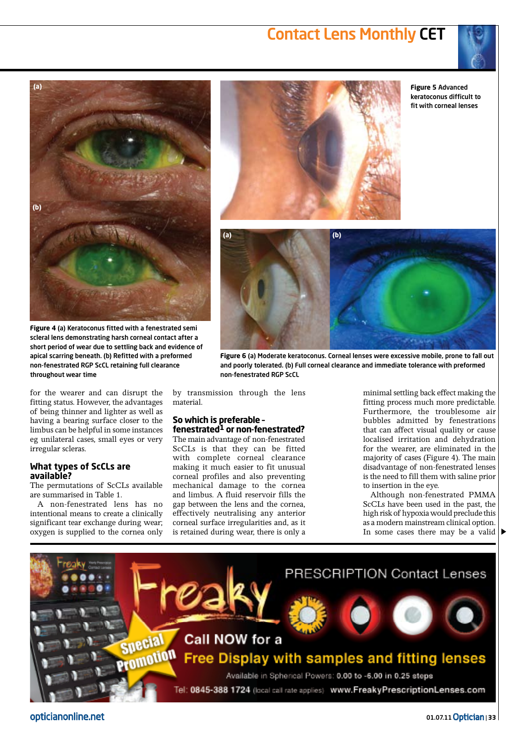Figure 4 (a) Keratoconus fitted with a fenestrated semi scleral lens demonstrating harsh corneal contact after a short period of wear due to settling back and evidence of apical scarring beneath. (b) Refitted with a preformed non-fenestrated RGP ScCL retaining full clearance throughout wear time

Figure 5 Advanced keratoconus difficult to fit with corneal lenses

Figure 6 (a) Moderate keratoconus. Corneal lenses were excessive mobile, prone to fall out and poorly tolerated. (b) Full corneal clearance and immediate tolerance with preformed non-fenestrated RGP ScCL

for the wearer and can disrupt the fitting status. However, the advantages of being thinner and lighter as well as having a bearing surface closer to the limbus can be helpful in some instances eg unilateral cases, small eyes or very irregular scleras.

## What types of ScCLs are available?

The permutations of ScCLs available are summarised in Table 1.

A non-fenestrated lens has no intentional means to create a clinically significant tear exchange during wear; oxygen is supplied to the cornea only by transmission through the lens material.

## So which is preferable – fenestrated[1] or non-fenestrated?

The main advantage of non-fenestrated ScCLs is that they can be fitted with complete corneal clearance making it much easier to fit unusual corneal profiles and also preventing mechanical damage to the cornea and limbus. A fluid reservoir fills the gap between the lens and the cornea, effectively neutralising any anterior corneal surface irregularities and, as it is retained during wear, there is only a minimal settling back effect making the fitting process much more predictable. Furthermore, the troublesome air bubbles admitted by fenestrations that can affect visual quality or cause localised irritation and dehydration for the wearer, are eliminated in the majority of cases (Figure 4). The main disadvantage of non-fenestrated lenses is the need to fill them with saline prior to insertion in the eye.

Although non-fenestrated PMMA ScCLs have been used in the past, the high risk of hypoxia would preclude this as a modern mainstream clinical option. In some cases there may be a valid ▶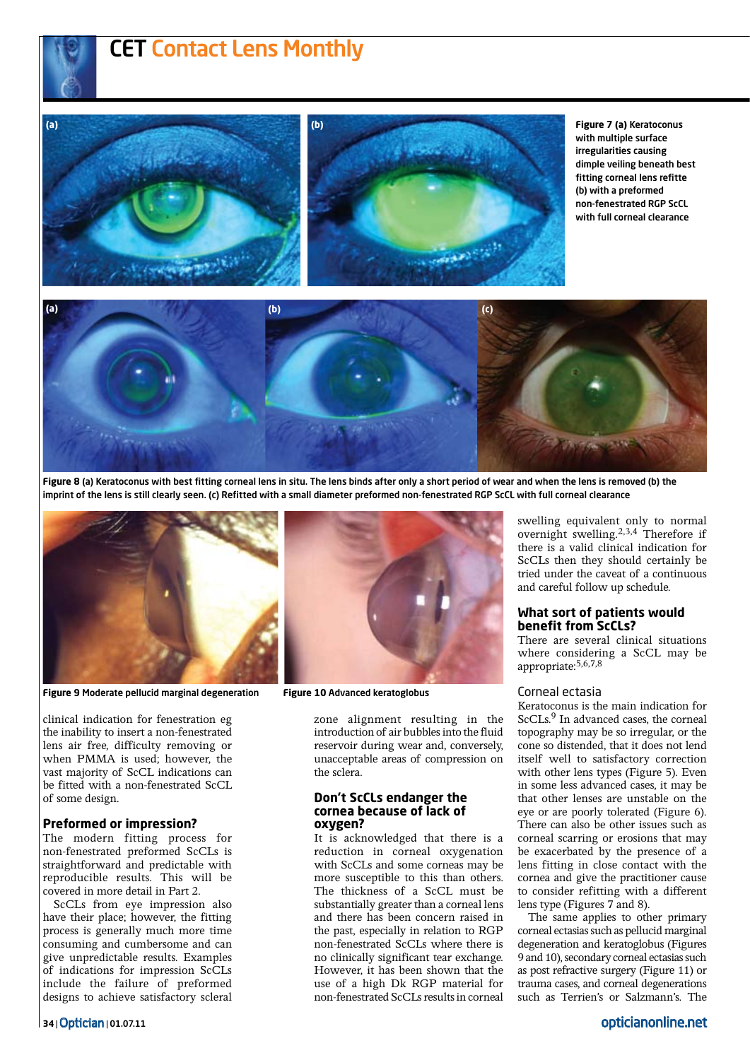Figure 7 (a) Keratoconus with multiple surface irregularities causing dimple veiling beneath best fitting corneal lens refitte (b) with a preformed non-fenestrated RGP ScCL with full corneal clearance

Figure 8 (a) Keratoconus with best fitting corneal lens in situ. The lens binds after only a short period of wear and when the lens is removed (b) the imprint of the lens is still clearly seen. (c) Refitted with a small diameter preformed non-fenestrated RGP ScCL with full corneal clearance

Figure 9 Moderate pellucid marginal degeneration

Figure 10 Advanced keratoglobus

clinical indication for fenestration eg the inability to insert a non-fenestrated lens air free, difficulty removing or when PMMA is used; however, the vast majority of ScCL indications can be fitted with a non-fenestrated ScCL of some design.

## Preformed or impression?

The modern fitting process for non-fenestrated preformed ScCLs is straightforward and predictable with reproducible results. This will be covered in more detail in Part 2.

ScCLs from eye impression also have their place; however, the fitting process is generally much more time consuming and cumbersome and can give unpredictable results. Examples of indications for impression ScCLs include the failure of preformed designs to achieve satisfactory scleral zone alignment resulting in the introduction of air bubbles into the fluid reservoir during wear and, conversely, unacceptable areas of compression on the sclera.

## Don't ScCLs endanger the cornea because of lack of oxygen?

It is acknowledged that there is a reduction in corneal oxygenation with ScCLs and some corneas may be more susceptible to this than others. The thickness of a ScCL must be substantially greater than a corneal lens and there has been concern raised in the past, especially in relation to RGP non-fenestrated ScCLs where there is no clinically significant tear exchange. However, it has been shown that the use of a high Dk RGP material for non-fenestrated ScCLs results in corneal swelling equivalent only to normal overnight swelling.[2,3,4] Therefore if there is a valid clinical indication for ScCLs then they should certainly be tried under the caveat of a continuous and careful follow up schedule.

## What sort of patients would benefit from ScCLs?

There are several clinical situations where considering a ScCL may be appropriate:[5,6,7,8]

### Corneal ectasia

Keratoconus is the main indication for ScCLs.[9] In advanced cases, the corneal topography may be so irregular, or the cone so distended, that it does not lend itself well to satisfactory correction with other lens types (Figure 5). Even in some less advanced cases, it may be that other lenses are unstable on the eye or are poorly tolerated (Figure 6). There can also be other issues such as corneal scarring or erosions that may be exacerbated by the presence of a lens fitting in close contact with the cornea and give the practitioner cause to consider refitting with a different lens type (Figures 7 and 8).

The same applies to other primary corneal ectasias such as pellucid marginal degeneration and keratoglobus (Figures 9 and 10), secondary corneal ectasias such as post refractive surgery (Figure 11) or trauma cases, and corneal degenerations such as Terrien's or Salzmann's. The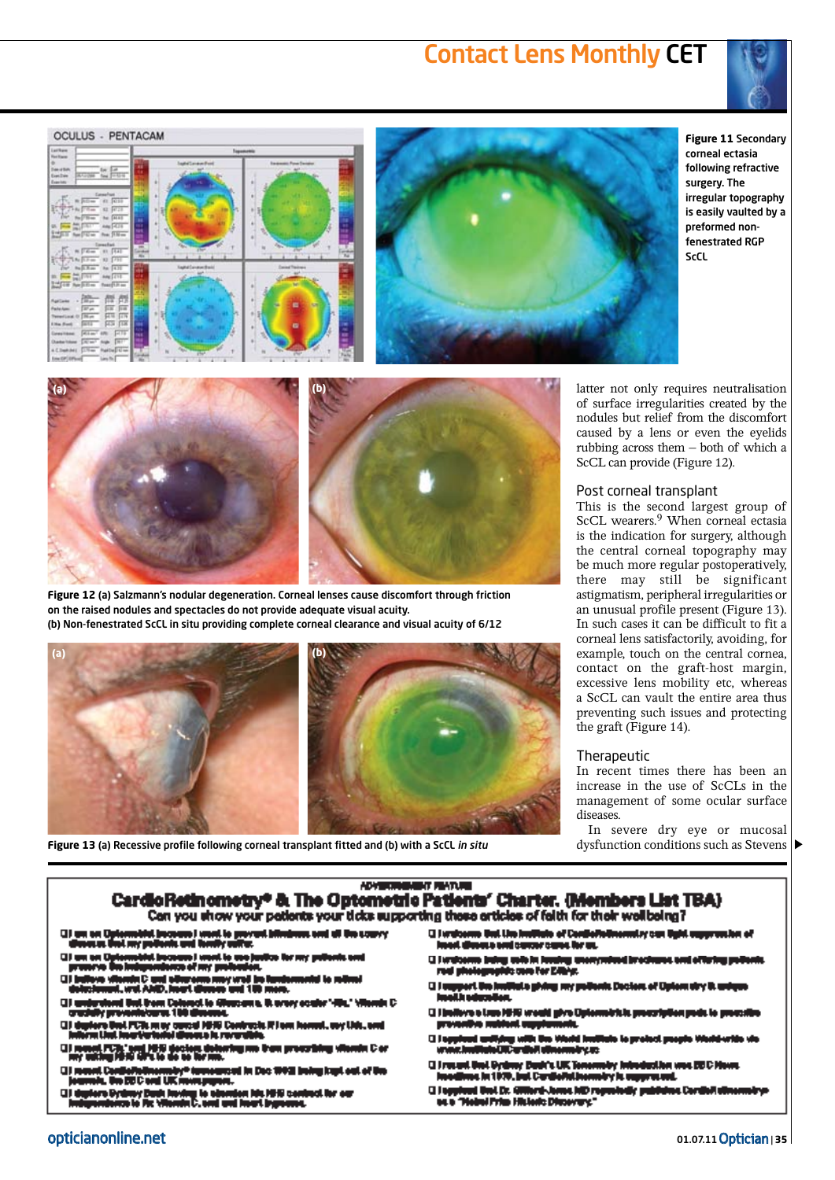**Figure 11** Secondary corneal ectasia following refractive surgery. The irregular topography is easily vaulted by a preformed non-fenestrated RGP ScCL

**Figure 12** (a) Salzmann's nodular degeneration. Corneal lenses cause discomfort through friction on the raised nodules and spectacles do not provide adequate visual acuity.
(b) Non-fenestrated ScCL in situ providing complete corneal clearance and visual acuity of 6/12

**Figure 13** (a) Recessive profile following corneal transplant fitted and (b) with a ScCL *in situ*

latter not only requires neutralisation of surface irregularities created by the nodules but relief from the discomfort caused by a lens or even the eyelids rubbing across them – both of which a ScCL can provide (Figure 12).

### Post corneal transplant

This is the second largest group of ScCL wearers.[9] When corneal ectasia is the indication for surgery, although the central corneal topography may be much more regular postoperatively, there may still be significant astigmatism, peripheral irregularities or an unusual profile present (Figure 13). In such cases it can be difficult to fit a corneal lens satisfactorily, avoiding, for example, touch on the central cornea, contact on the graft-host margin, excessive lens mobility etc, whereas a ScCL can vault the entire area thus preventing such issues and protecting the graft (Figure 14).

### Therapeutic

In recent times there has been an increase in the use of ScCLs in the management of some ocular surface diseases.

In severe dry eye or mucosal dysfunction conditions such as Stevens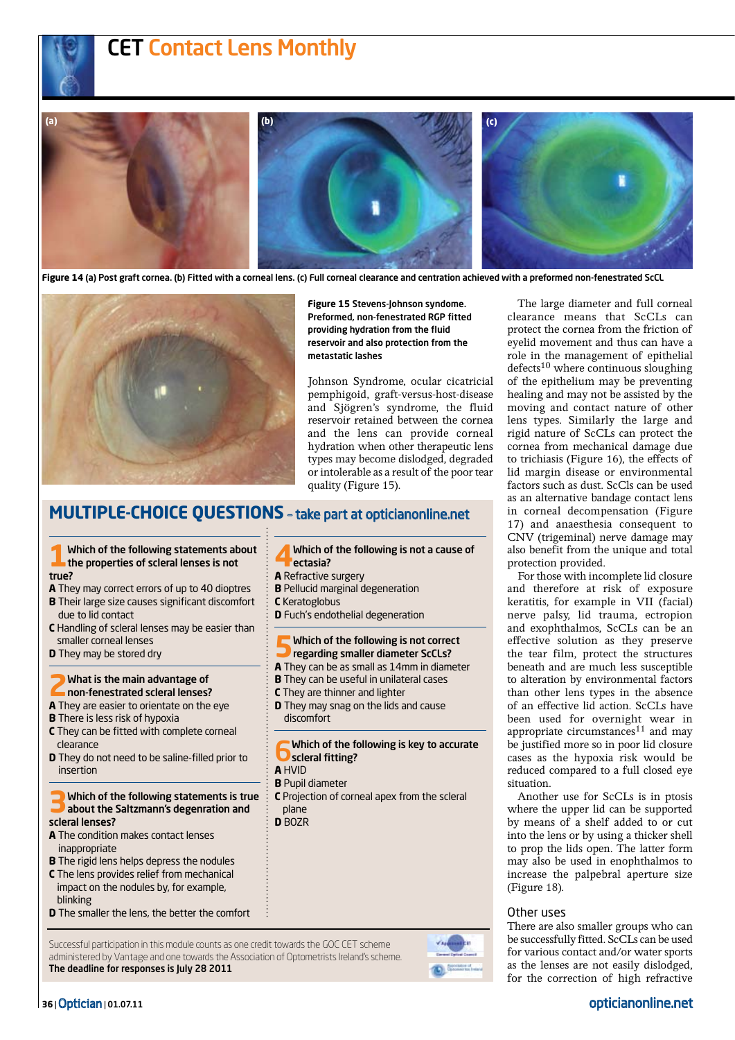Figure 14 (a) Post graft cornea. (b) Fitted with a corneal lens. (c) Full corneal clearance and centration achieved with a preformed non-fenestrated ScCL

Figure 15 Stevens-Johnson syndrome. Preformed, non-fenestrated RGP fitted providing hydration from the fluid reservoir and also protection from the metastatic lashes

Johnson Syndrome, ocular cicatricial pemphigoid, graft-versus-host-disease and Sjögren's syndrome, the fluid reservoir retained between the cornea and the lens can provide corneal hydration when other therapeutic lens types may become dislodged, degraded or intolerable as a result of the poor tear quality (Figure 15).

The large diameter and full corneal clearance means that ScCLs can protect the cornea from the friction of eyelid movement and thus can have a role in the management of epithelial defects[10] where continuous sloughing of the epithelium may be preventing healing and may not be assisted by the moving and contact nature of other lens types. Similarly the large and rigid nature of ScCLs can protect the cornea from mechanical damage due to trichiasis (Figure 16), the effects of lid margin disease or environmental factors such as dust. ScCls can be used as an alternative bandage contact lens in corneal decompensation (Figure 17) and anaesthesia consequent to CNV (trigeminal) nerve damage may also benefit from the unique and total protection provided.

For those with incomplete lid closure and therefore at risk of exposure keratitis, for example in VII (facial) nerve palsy, lid trauma, ectropion and exophthalmos, ScCLs can be an effective solution as they preserve the tear film, protect the structures beneath and are much less susceptible to alteration by environmental factors than other lens types in the absence of an effective lid action. ScCLs have been used for overnight wear in appropriate circumstances[11] and may be justified more so in poor lid closure cases as the hypoxia risk would be reduced compared to a full closed eye situation.

Another use for ScCLs is in ptosis where the upper lid can be supported by means of a shelf added to or cut into the lens or by using a thicker shell to prop the lids open. The latter form may also be used in enophthalmos to increase the palpebral aperture size (Figure 18).

## Other uses

There are also smaller groups who can be successfully fitted. ScCLs can be used for various contact and/or water sports as the lenses are not easily dislodged, for the correction of high refractive

## MULTIPLE-CHOICE QUESTIONS – take part at opticianonline.net

**1 Which of the following statements about the properties of scleral lenses is not true?**

**A** They may correct errors of up to 40 dioptres
**B** Their large size causes significant discomfort due to lid contact
**C** Handling of scleral lenses may be easier than smaller corneal lenses
**D** They may be stored dry

**2 What is the main advantage of non-fenestrated scleral lenses?**

**A** They are easier to orientate on the eye
**B** There is less risk of hypoxia
**C** They can be fitted with complete corneal clearance
**D** They do not need to be saline-filled prior to insertion

**3 Which of the following statements is true about the Saltzmann's degenration and scleral lenses?**

**A** The condition makes contact lenses inappropriate
**B** The rigid lens helps depress the nodules
**C** The lens provides relief from mechanical impact on the nodules by, for example, blinking
**D** The smaller the lens, the better the comfort

**4 Which of the following is not a cause of ectasia?**

**A** Refractive surgery
**B** Pellucid marginal degeneration
**C** Keratoglobus
**D** Fuch's endothelial degeneration

**5 Which of the following is not correct regarding smaller diameter ScCLs?**

**A** They can be as small as 14mm in diameter
**B** They can be useful in unilateral cases
**C** They are thinner and lighter
**D** They may snag on the lids and cause discomfort

**6 Which of the following is key to accurate scleral fitting?**

**A** HVID
**B** Pupil diameter
**C** Projection of corneal apex from the scleral plane
**D** BOZR

Successful participation in this module counts as one credit towards the GOC CET scheme administered by Vantage and one towards the Association of Optometrists Ireland's scheme.
**The deadline for responses is July 28 2011**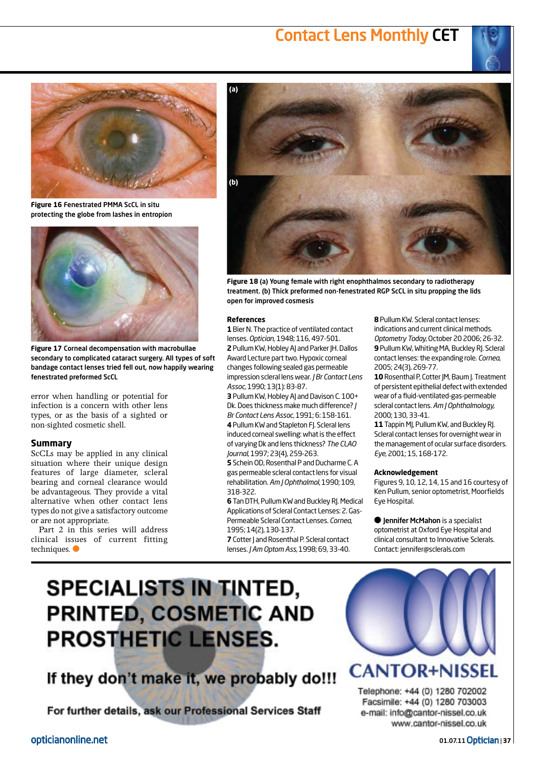Figure 16 Fenestrated PMMA ScCL in situ protecting the globe from lashes in entropion

Figure 17 Corneal decompensation with macrobullae secondary to complicated cataract surgery. All types of soft bandage contact lenses tried fell out, now happily wearing fenestrated preformed ScCL

Figure 18 (a) Young female with right enophthalmos secondary to radiotherapy treatment. (b) Thick preformed non-fenestrated RGP ScCL in situ propping the lids open for improved cosmesis

error when handling or potential for infection is a concern with other lens types, or as the basis of a sighted or non-sighted cosmetic shell.

## Summary

ScCLs may be applied in any clinical situation where their unique design features of large diameter, scleral bearing and corneal clearance would be advantageous. They provide a vital alternative when other contact lens types do not give a satisfactory outcome or are not appropriate.

Part 2 in this series will address clinical issues of current fitting techniques.

## References

**1** Bier N. The practice of ventilated contact lenses. *Optician,* 1948; 116, 497-501.
**2** Pullum KW, Hobley AJ and Parker JH. Dallos Award Lecture part two. Hypoxic corneal changes following sealed gas permeable impression scleral lens wear. *J Br Contact Lens Assoc,* 1990; 13(1): 83-87.
**3** Pullum KW, Hobley AJ and Davison C. 100+ Dk. Does thickness make much difference? *J Br Contact Lens Assoc,* 1991; 6: 158-161.
**4** Pullum KW and Stapleton FJ. Scleral lens induced corneal swelling: what is the effect of varying Dk and lens thickness? *The CLAO Journal,* 1997; 23(4), 259-263.
**5** Schein OD, Rosenthal P and Ducharme C. A gas permeable scleral contact lens for visual rehabilitation. *Am J Ophthalmol,* 1990; 109, 318-322.
**6** Tan DTH, Pullum KW and Buckley RJ. Medical Applications of Scleral Contact Lenses: 2. Gas-Permeable Scleral Contact Lenses. *Cornea,* 1995; 14(2), 130-137.
**7** Cotter J and Rosenthal P. Scleral contact lenses. *J Am Optom Ass,* 1998; 69, 33-40.
**8** Pullum KW. Scleral contact lenses: indications and current clinical methods. *Optometry Today,* October 20 2006; 26-32.
**9** Pullum KW, Whiting MA, Buckley RJ. Scleral contact lenses: the expanding role. *Cornea,* 2005; 24(3), 269-77.
**10** Rosenthal P, Cotter JM, Baum J. Treatment of persistent epithelial defect with extended wear of a fluid-ventilated-gas-permeable scleral contact lens. *Am J Ophthalmology,* 2000; 130, 33-41.
**11** Tappin MJ, Pullum KW, and Buckley RJ. Scleral contact lenses for overnight wear in the management of ocular surface disorders. *Eye,* 2001; 15, 168-172.

## Acknowledgement

Figures 9, 10, 12, 14, 15 and 16 courtesy of Ken Pullum, senior optometrist, Moorfields Eye Hospital.

● **Jennifer McMahon** is a specialist optometrist at Oxford Eye Hospital and clinical consultant to Innovative Sclerals. Contact: jennifer@sclerals.com

SPECIALISTS IN TINTED, PRINTED, COSMETIC AND PROSTHETIC LENSES.

If they don't make it, we probably do!!!

For further details, ask our Professional Services Staff

CANTOR+NISSEL

Telephone: +44 (0) 1280 702002
Facsimile: +44 (0) 1280 703003
e-mail: info@cantor-nissel.co.uk
www.cantor-nissel.co.uk